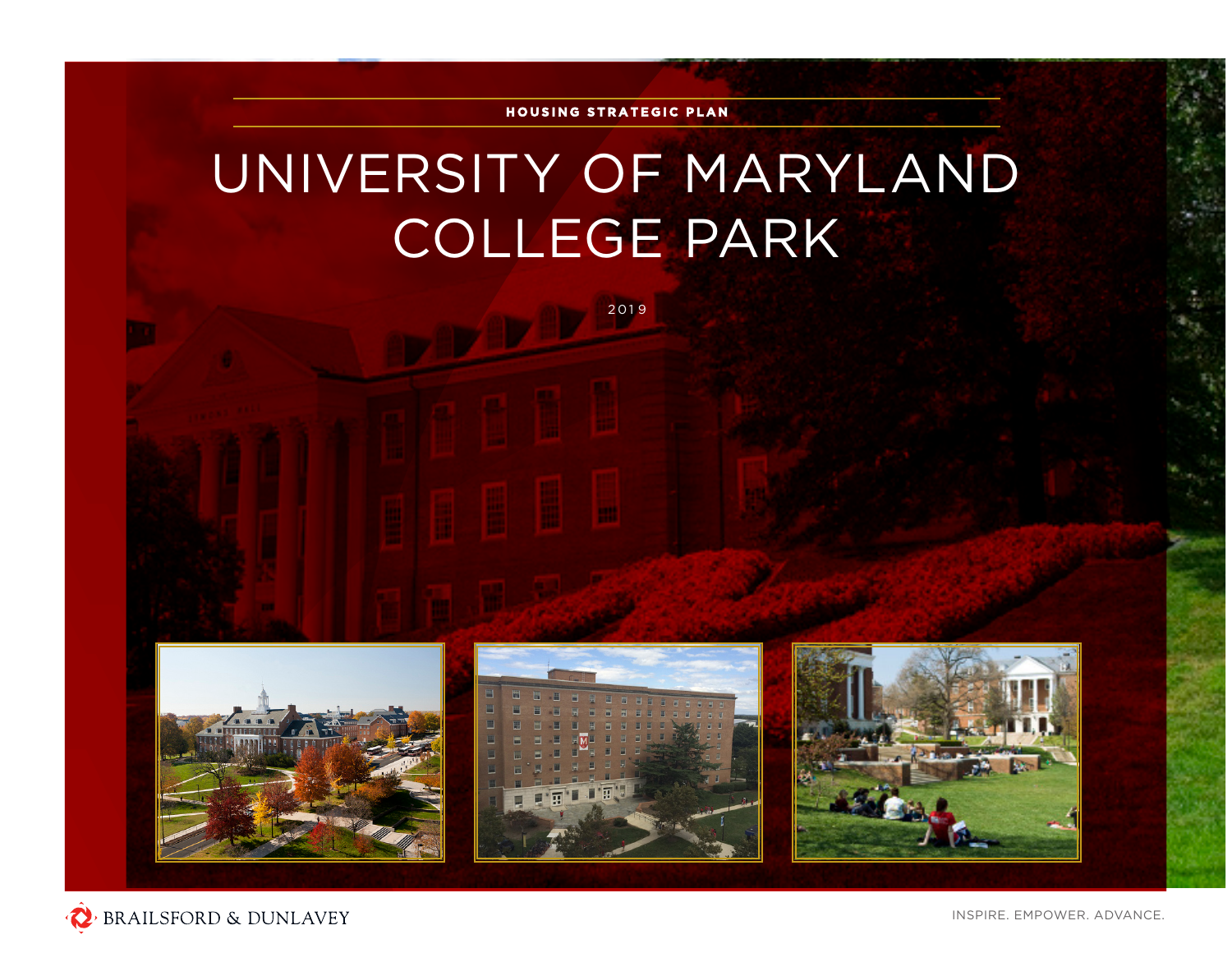HOUSING STRATEGIC PLAN

# UNIVERSITY OF MARYLAND COLLEGE PARK

2019

BRAILSFORD & DUNLAVEY

INSPIRE. EMPOWER. ADVANCE.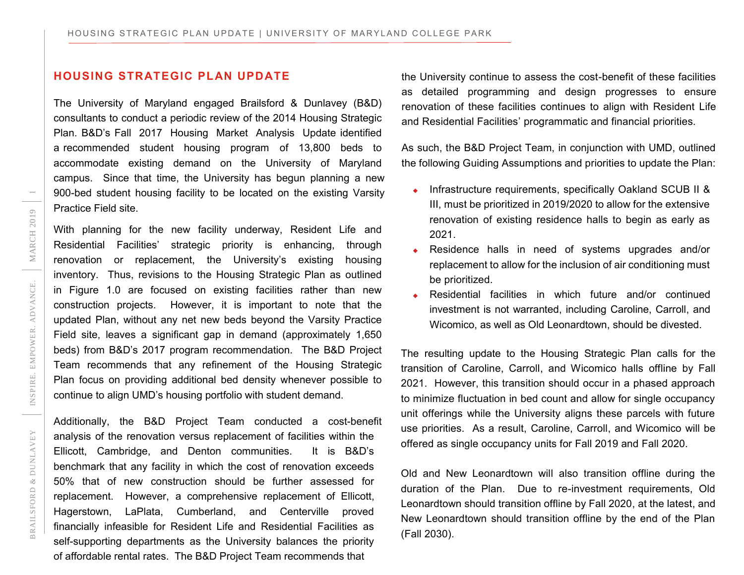## HOUSING STRATEGIC PLAN UPDATE

The University of Maryland engaged Brailsford & Dunlavey (B&D) consultants to conduct a periodic review of the 2014 Housing Strategic Plan. B&D's Fall 2017 Housing Market Analysis Update identified a recommended student housing program of 13,800 beds to accommodate existing demand on the University of Maryland campus. Since that time, the University has begun planning a new 900-bed student housing facility to be located on the existing Varsity Practice Field site.

With planning for the new facility underway, Resident Life and Residential Facilities' strategic priority is enhancing, through renovation or replacement, the University's existing housing inventory. Thus, revisions to the Housing Strategic Plan as outlined in Figure 1.0 are focused on existing facilities rather than new construction projects. However, it is important to note that the updated Plan, without any net new beds beyond the Varsity Practice Field site, leaves a significant gap in demand (approximately 1,650 beds) from B&D's 2017 program recommendation. The B&D Project Team recommends that any refinement of the Housing Strategic Plan focus on providing additional bed density whenever possible to continue to align UMD's housing portfolio with student demand.

Additionally, the B&D Project Team conducted a cost-benefit analysis of the renovation versus replacement of facilities within the Ellicott, Cambridge, and Denton communities. It is B&D's benchmark that any facility in which the cost of renovation exceeds 50% that of new construction should be further assessed for replacement. However, a comprehensive replacement of Ellicott, Hagerstown, LaPlata, Cumberland, and Centerville proved financially infeasible for Resident Life and Residential Facilities as self-supporting departments as the University balances the priority of affordable rental rates. The B&D Project Team recommends that the University continue to assess the cost-benefit of these facilities as detailed programming and design progresses to ensure renovation of these facilities continues to align with Resident Life and Residential Facilities' programmatic and financial priorities.

As such, the B&D Project Team, in conjunction with UMD, outlined the following Guiding Assumptions and priorities to update the Plan:

- Infrastructure requirements, specifically Oakland SCUB II & III, must be prioritized in 2019/2020 to allow for the extensive renovation of existing residence halls to begin as early as 2021.
- Residence halls in need of systems upgrades and/or replacement to allow for the inclusion of air conditioning must be prioritized.
- Residential facilities in which future and/or continued investment is not warranted, including Caroline, Carroll, and Wicomico, as well as Old Leonardtown, should be divested.

The resulting update to the Housing Strategic Plan calls for the transition of Caroline, Carroll, and Wicomico halls offline by Fall 2021. However, this transition should occur in a phased approach to minimize fluctuation in bed count and allow for single occupancy unit offerings while the University aligns these parcels with future use priorities. As a result, Caroline, Carroll, and Wicomico will be offered as single occupancy units for Fall 2019 and Fall 2020.

Old and New Leonardtown will also transition offline during the duration of the Plan. Due to re-investment requirements, Old Leonardtown should transition offline by Fall 2020, at the latest, and New Leonardtown should transition offline by the end of the Plan (Fall 2030).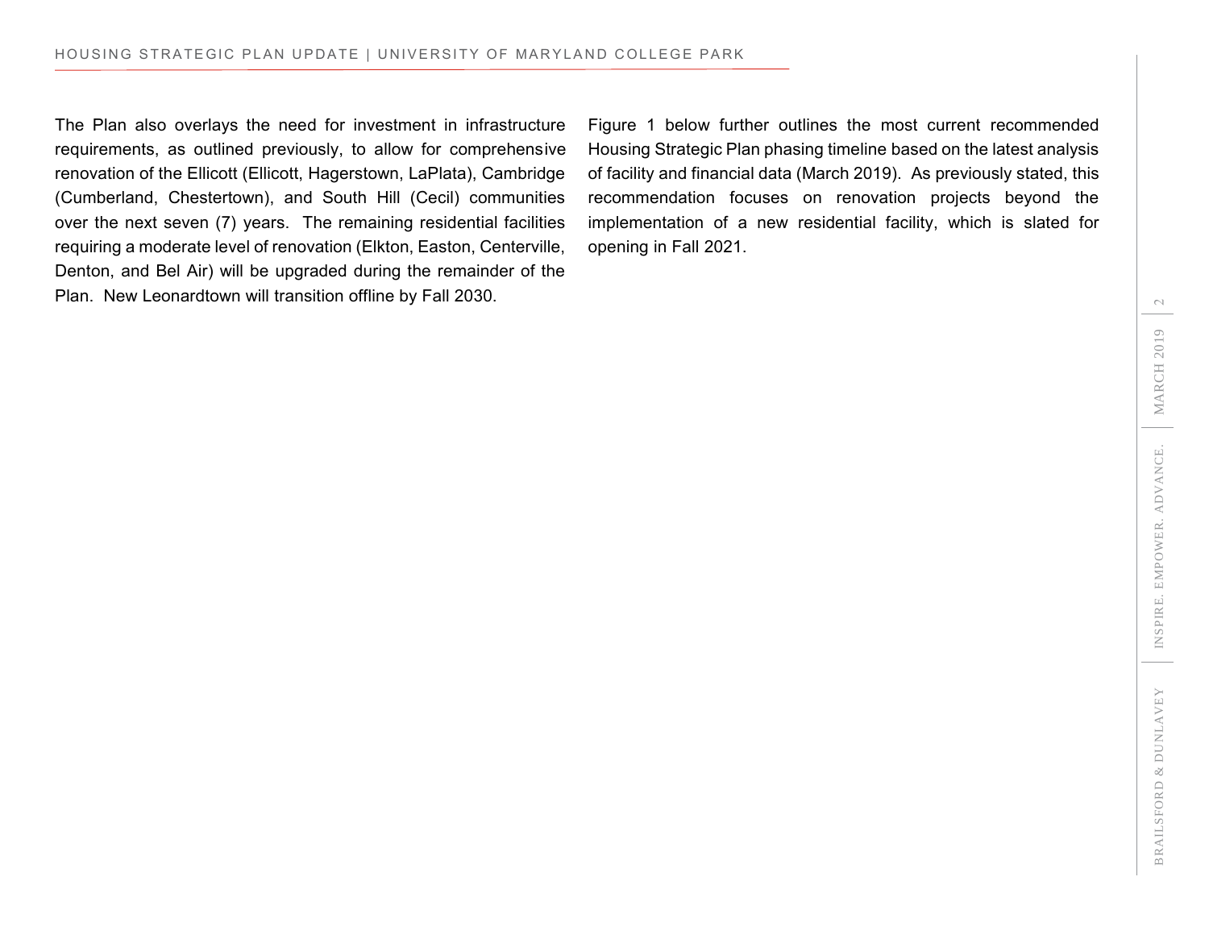The Plan also overlays the need for investment in infrastructure requirements, as outlined previously, to allow for comprehensive renovation of the Ellicott (Ellicott, Hagerstown, LaPlata), Cambridge (Cumberland, Chestertown), and South Hill (Cecil) communities over the next seven (7) years. The remaining residential facilities requiring a moderate level of renovation (Elkton, Easton, Centerville, Denton, and Bel Air) will be upgraded during the remainder of the Plan. New Leonardtown will transition offline by Fall 2030.

Figure 1 below further outlines the most current recommended Housing Strategic Plan phasing timeline based on the latest analysis of facility and financial data (March 2019). As previously stated, this recommendation focuses on renovation projects beyond the implementation of a new residential facility, which is slated for opening in Fall 2021.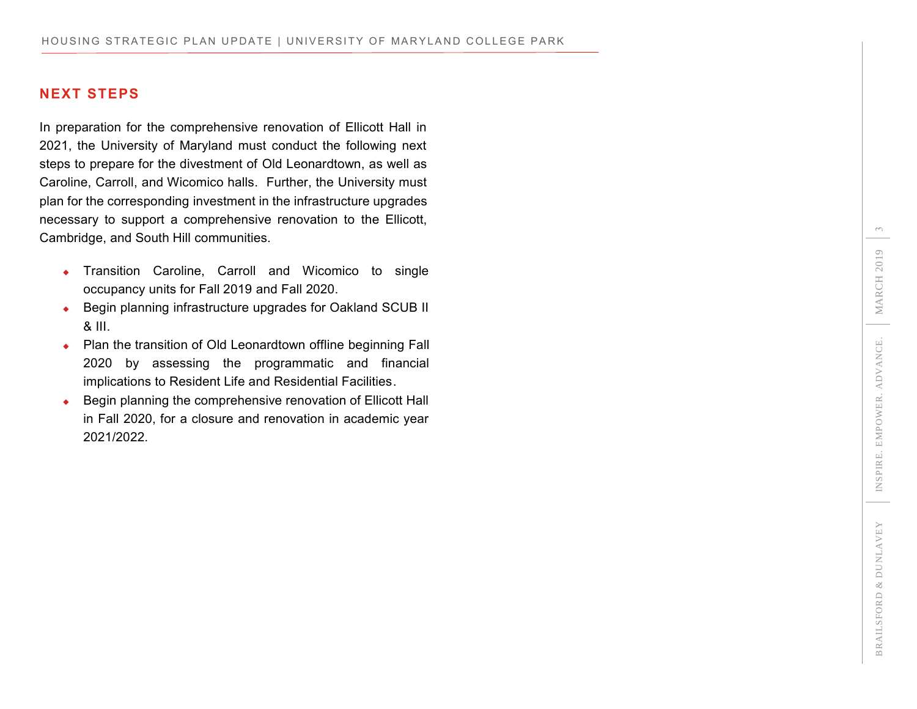## NEXT STEPS

In preparation for the comprehensive renovation of Ellicott Hall in 2021, the University of Maryland must conduct the following next steps to prepare for the divestment of Old Leonardtown, as well as Caroline, Carroll, and Wicomico halls. Further, the University must plan for the corresponding investment in the infrastructure upgrades necessary to support a comprehensive renovation to the Ellicott, Cambridge, and South Hill communities.

- Transition Caroline, Carroll and Wicomico to single occupancy units for Fall 2019 and Fall 2020.
- Begin planning infrastructure upgrades for Oakland SCUB II & III.
- Plan the transition of Old Leonardtown offline beginning Fall 2020 by assessing the programmatic and financial implications to Resident Life and Residential Facilities.
- Begin planning the comprehensive renovation of Ellicott Hall in Fall 2020, for a closure and renovation in academic year 2021/2022.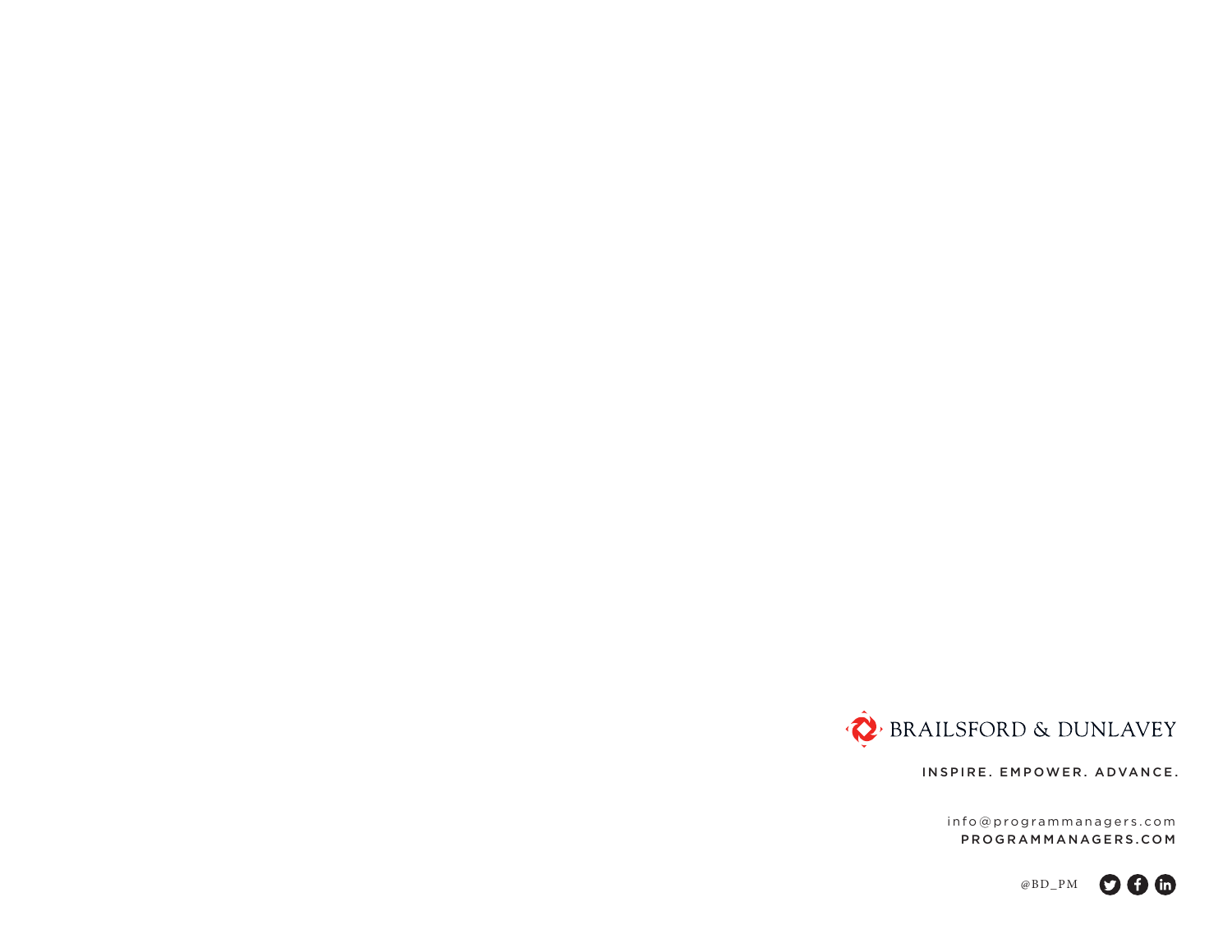BRAILSFORD & DUNLAVEY

INSPIRE. EMPOWER. ADVANCE.

info@programmanagers.com
PROGRAMMANAGERS.COM

@BD_PM